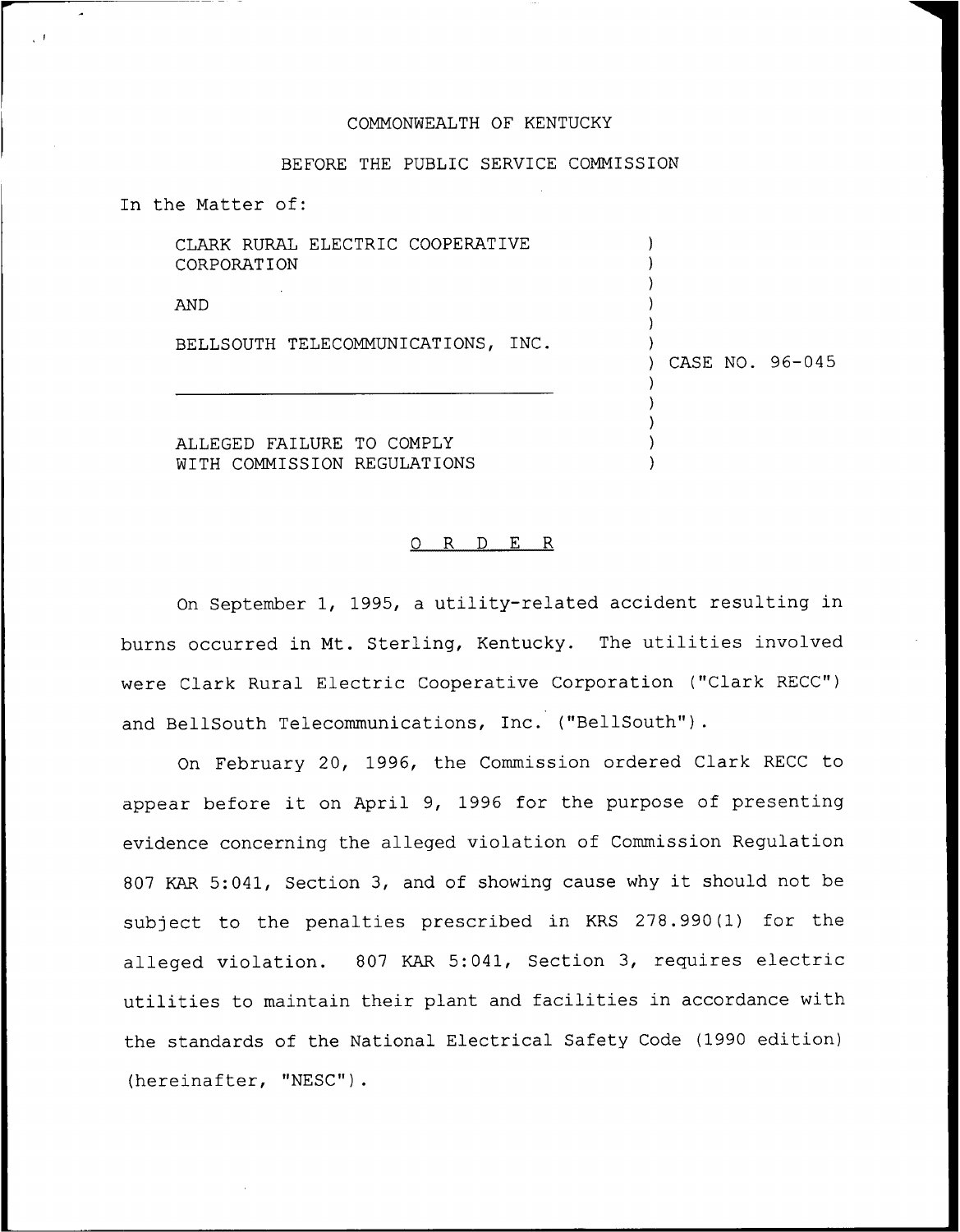COMMONWEALTH OF KENTUCKY

BEFORE THE PUBLIC SERVICE COMMISSION

In the Matter of:

CLARK RURAL ELECTRIC COOPERATIVE CORPORATION

AND

BELLSOUTH TELECOMMUNICATIONS, INC.

ALLEGED FAILURE TO COMPLY WITH COMMISSION REGULATIONS

) CASE NO. 96-045

# O R D E R

On September 1, 1995, a utility-related accident resulting in burns occurred in Mt. Sterling, Kentucky. The utilities involved were Clark Rural Electric Cooperative Corporation ("Clark RECC") and BellSouth Telecommunications, Inc. ("BellSouth").

On February 20, 1996, the Commission ordered Clark RECC to appear before it on April 9, 1996 for the purpose of presenting evidence concerning the alleged violation of Commission Regulation 807 KAR 5:041, Section 3, and of showing cause why it should not be subject to the penalties prescribed in KRS 278.990(1) for the alleged violation. 807 KAR 5:041, Section 3, requires electric utilities to maintain their plant and facilities in accordance with the standards of the National Electrical Safety Code (1990 edition) (hereinafter, "NESC").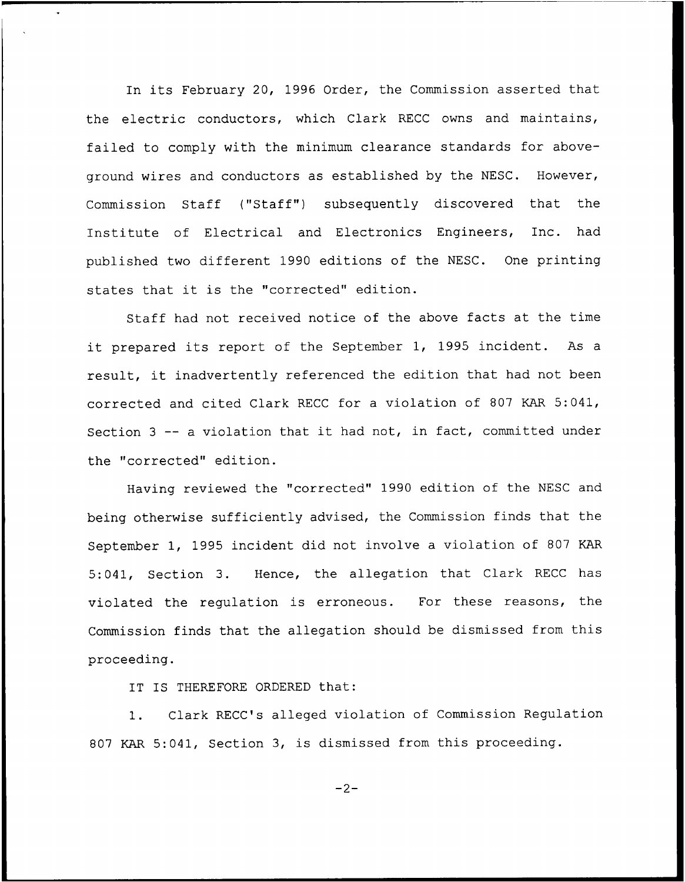In its February 20, 1996 Order, the Commission asserted that the electric conductors, which Clark RECC owns and maintains, failed to comply with the minimum clearance standards for above-ground wires and conductors as established by the NESC. However, Commission Staff ("Staff") subsequently discovered that the Institute of Electrical and Electronics Engineers, Inc. had published two different 1990 editions of the NESC. One printing states that it is the "corrected" edition.

Staff had not received notice of the above facts at the time it prepared its report of the September 1, 1995 incident. As a result, it inadvertently referenced the edition that had not been corrected and cited Clark RECC for a violation of 807 KAR 5:041, Section 3 -- a violation that it had not, in fact, committed under the "corrected" edition.

Having reviewed the "corrected" 1990 edition of the NESC and being otherwise sufficiently advised, the Commission finds that the September 1, 1995 incident did not involve a violation of 807 KAR 5:041, Section 3. Hence, the allegation that Clark RECC has violated the regulation is erroneous. For these reasons, the Commission finds that the allegation should be dismissed from this proceeding.

IT IS THEREFORE ORDERED that:

1. Clark RECC's alleged violation of Commission Regulation 807 KAR 5:041, Section 3, is dismissed from this proceeding.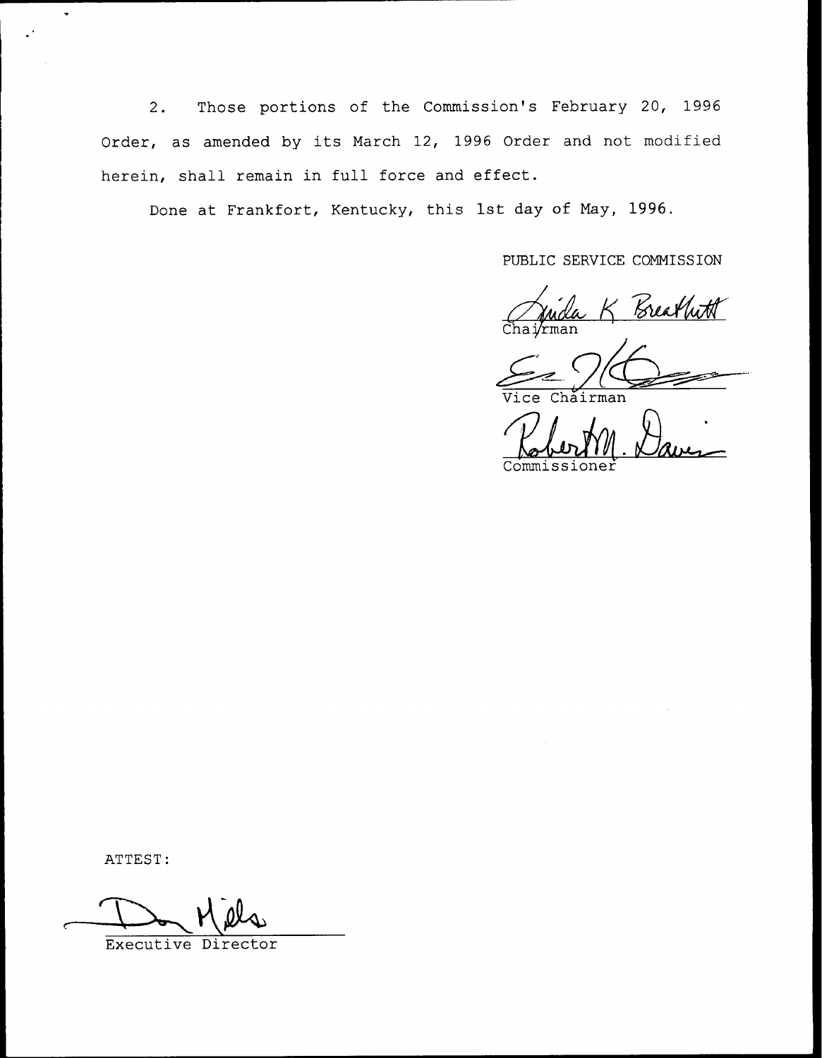2. Those portions of the Commission's February 20, 1996 Order, as amended by its March 12, 1996 Order and not modified herein, shall remain in full force and effect.

Done at Frankfort, Kentucky, this 1st day of May, 1996.

PUBLIC SERVICE COMMISSION

Linda K Breathitt
Chairman

Vice Chairman

Robert M. Davis
Commissioner

ATTEST:

Don Mills
Executive Director